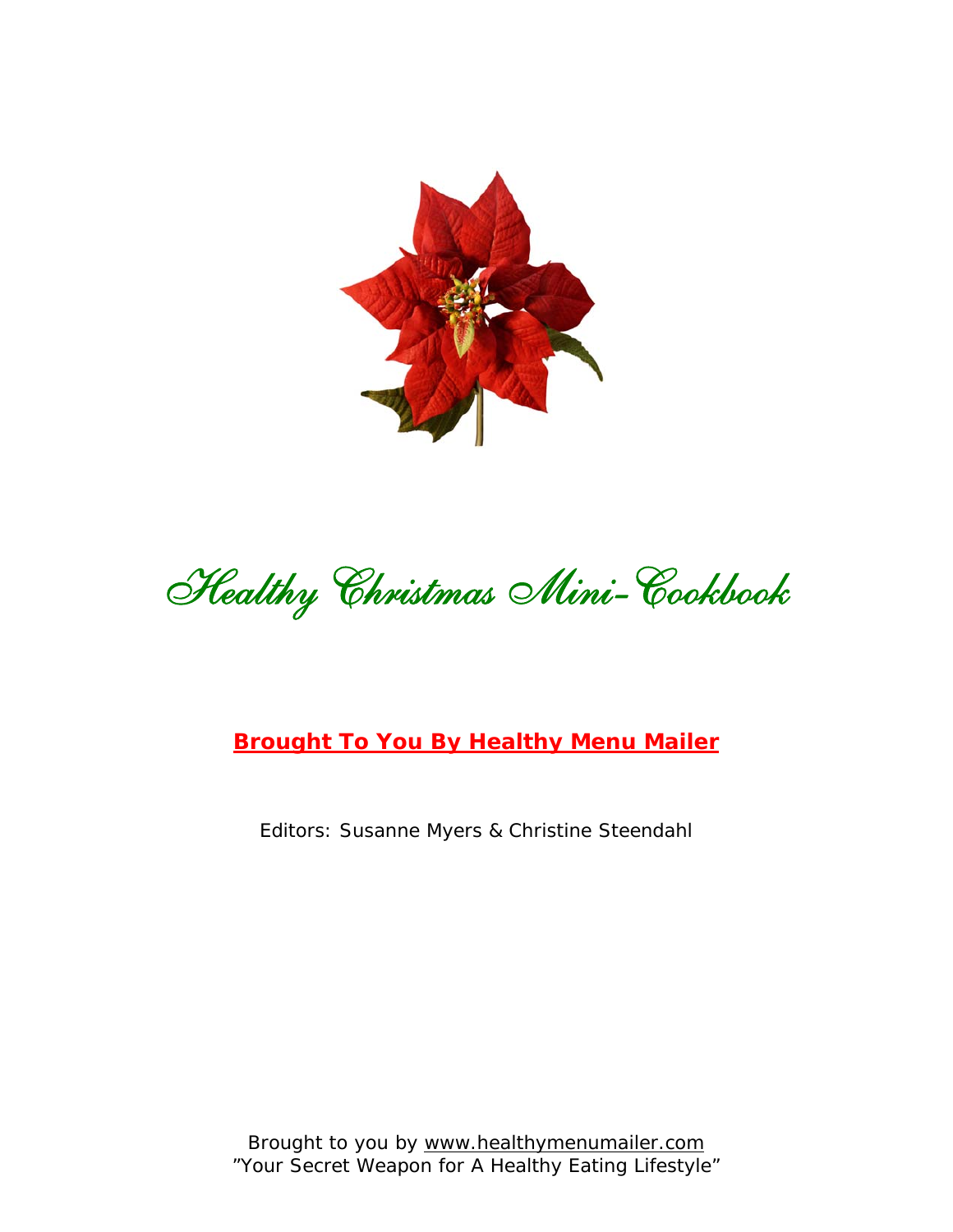# Healthy Christmas Mini-Cookbook

**Brought To You By Healthy Menu Mailer**

Editors: Susanne Myers & Christine Steendahl

Brought to you by www.healthymenumailer.com
"Your Secret Weapon for A Healthy Eating Lifestyle"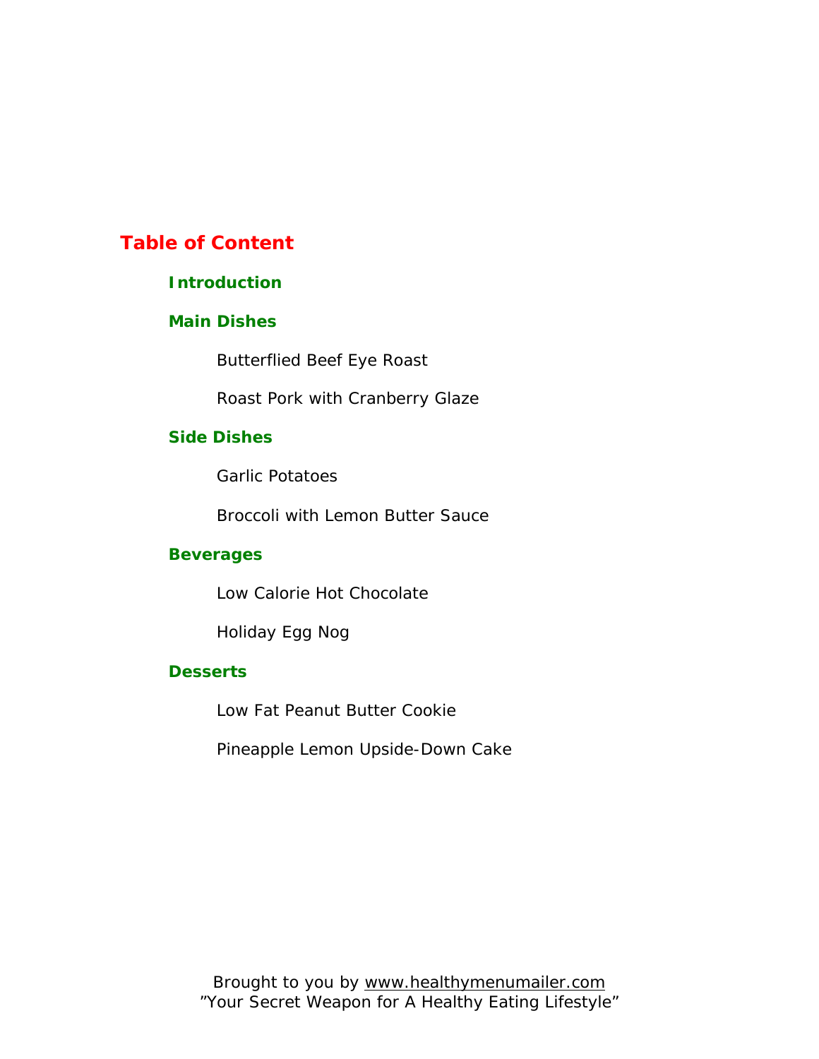# Table of Content

## Introduction

## Main Dishes

Butterflied Beef Eye Roast

Roast Pork with Cranberry Glaze

## Side Dishes

Garlic Potatoes

Broccoli with Lemon Butter Sauce

## Beverages

Low Calorie Hot Chocolate

Holiday Egg Nog

## Desserts

Low Fat Peanut Butter Cookie

Pineapple Lemon Upside-Down Cake

Brought to you by www.healthymenumailer.com
"Your Secret Weapon for A Healthy Eating Lifestyle"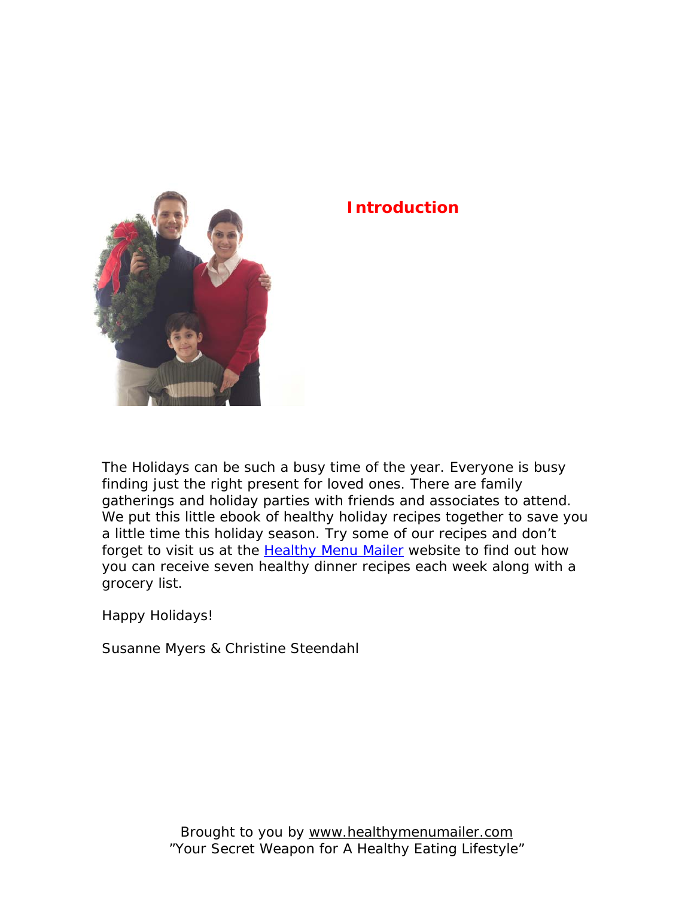## Introduction

The Holidays can be such a busy time of the year. Everyone is busy finding just the right present for loved ones. There are family gatherings and holiday parties with friends and associates to attend. We put this little ebook of healthy holiday recipes together to save you a little time this holiday season. Try some of our recipes and don't forget to visit us at the Healthy Menu Mailer website to find out how you can receive seven healthy dinner recipes each week along with a grocery list.

Happy Holidays!

Susanne Myers & Christine Steendahl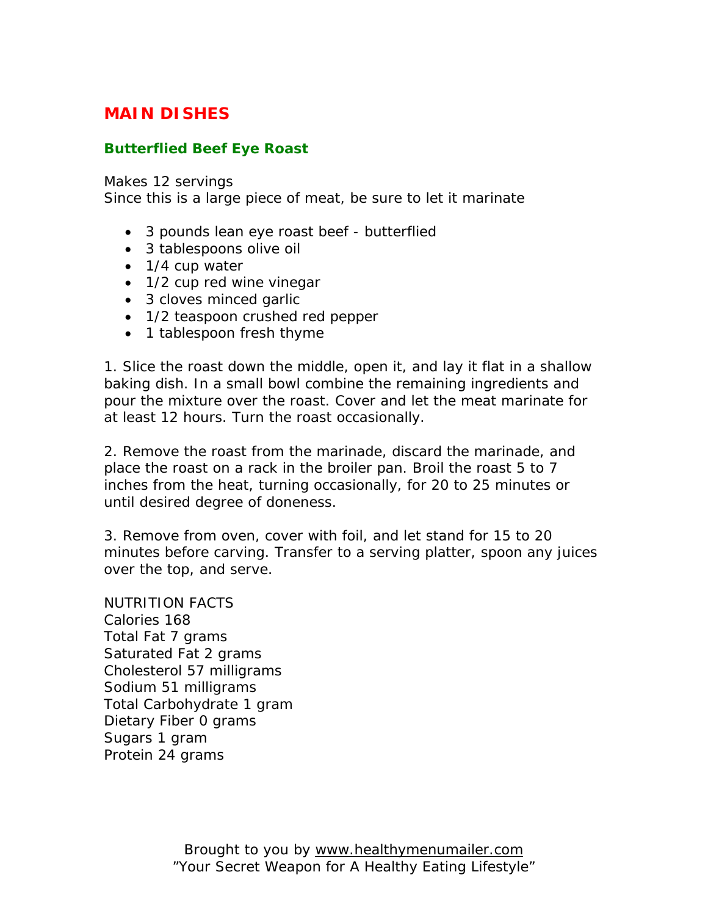# MAIN DISHES

## Butterflied Beef Eye Roast

Makes 12 servings
Since this is a large piece of meat, be sure to let it marinate

- 3 pounds lean eye roast beef - butterflied
- 3 tablespoons olive oil
- 1/4 cup water
- 1/2 cup red wine vinegar
- 3 cloves minced garlic
- 1/2 teaspoon crushed red pepper
- 1 tablespoon fresh thyme

1. Slice the roast down the middle, open it, and lay it flat in a shallow baking dish. In a small bowl combine the remaining ingredients and pour the mixture over the roast. Cover and let the meat marinate for at least 12 hours. Turn the roast occasionally.

2. Remove the roast from the marinade, discard the marinade, and place the roast on a rack in the broiler pan. Broil the roast 5 to 7 inches from the heat, turning occasionally, for 20 to 25 minutes or until desired degree of doneness.

3. Remove from oven, cover with foil, and let stand for 15 to 20 minutes before carving. Transfer to a serving platter, spoon any juices over the top, and serve.

NUTRITION FACTS
Calories 168
Total Fat 7 grams
Saturated Fat 2 grams
Cholesterol 57 milligrams
Sodium 51 milligrams
Total Carbohydrate 1 gram
Dietary Fiber 0 grams
Sugars 1 gram
Protein 24 grams

Brought to you by www.healthymenumailer.com
"Your Secret Weapon for A Healthy Eating Lifestyle"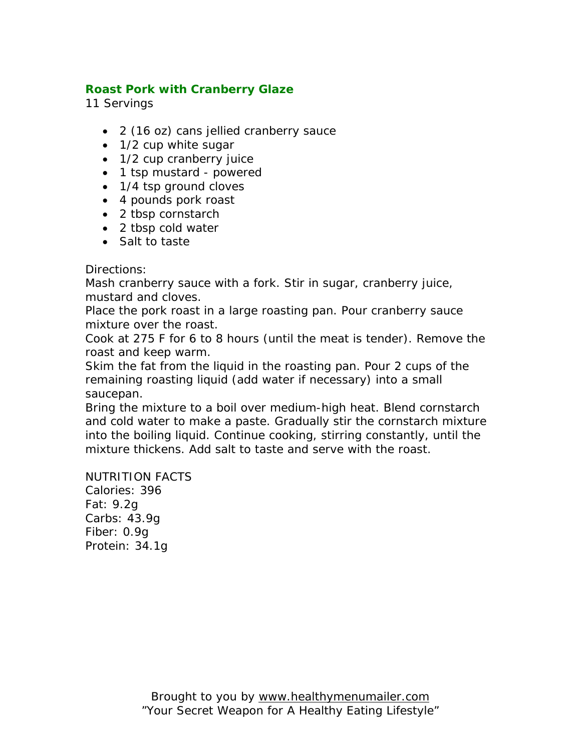## Roast Pork with Cranberry Glaze

11 Servings

- 2 (16 oz) cans jellied cranberry sauce
- 1/2 cup white sugar
- 1/2 cup cranberry juice
- 1 tsp mustard - powered
- 1/4 tsp ground cloves
- 4 pounds pork roast
- 2 tbsp cornstarch
- 2 tbsp cold water
- Salt to taste

Directions:
Mash cranberry sauce with a fork. Stir in sugar, cranberry juice, mustard and cloves.
Place the pork roast in a large roasting pan. Pour cranberry sauce mixture over the roast.
Cook at 275 F for 6 to 8 hours (until the meat is tender). Remove the roast and keep warm.
Skim the fat from the liquid in the roasting pan. Pour 2 cups of the remaining roasting liquid (add water if necessary) into a small saucepan.
Bring the mixture to a boil over medium-high heat. Blend cornstarch and cold water to make a paste. Gradually stir the cornstarch mixture into the boiling liquid. Continue cooking, stirring constantly, until the mixture thickens. Add salt to taste and serve with the roast.

NUTRITION FACTS
Calories: 396
Fat: 9.2g
Carbs: 43.9g
Fiber: 0.9g
Protein: 34.1g

Brought to you by www.healthymenumailer.com
"Your Secret Weapon for A Healthy Eating Lifestyle"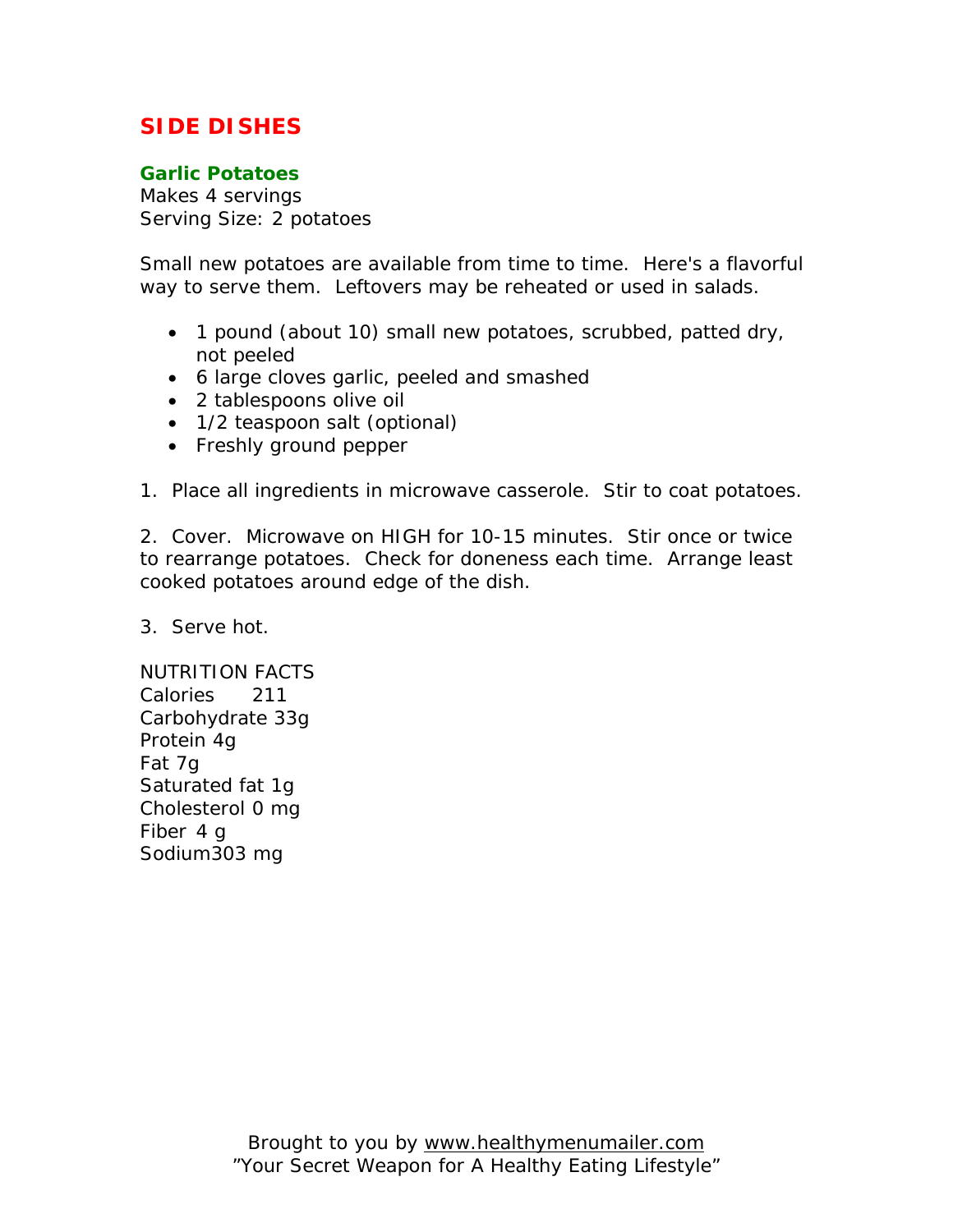# SIDE DISHES

## Garlic Potatoes

Makes 4 servings
Serving Size: 2 potatoes

Small new potatoes are available from time to time. Here's a flavorful way to serve them. Leftovers may be reheated or used in salads.

- 1 pound (about 10) small new potatoes, scrubbed, patted dry, not peeled
- 6 large cloves garlic, peeled and smashed
- 2 tablespoons olive oil
- 1/2 teaspoon salt (optional)
- Freshly ground pepper

1. Place all ingredients in microwave casserole. Stir to coat potatoes.

2. Cover. Microwave on HIGH for 10-15 minutes. Stir once or twice to rearrange potatoes. Check for doneness each time. Arrange least cooked potatoes around edge of the dish.

3. Serve hot.

NUTRITION FACTS
Calories 211
Carbohydrate 33g
Protein 4g
Fat 7g
Saturated fat 1g
Cholesterol 0 mg
Fiber 4 g
Sodium303 mg

Brought to you by www.healthymenumailer.com
"Your Secret Weapon for A Healthy Eating Lifestyle"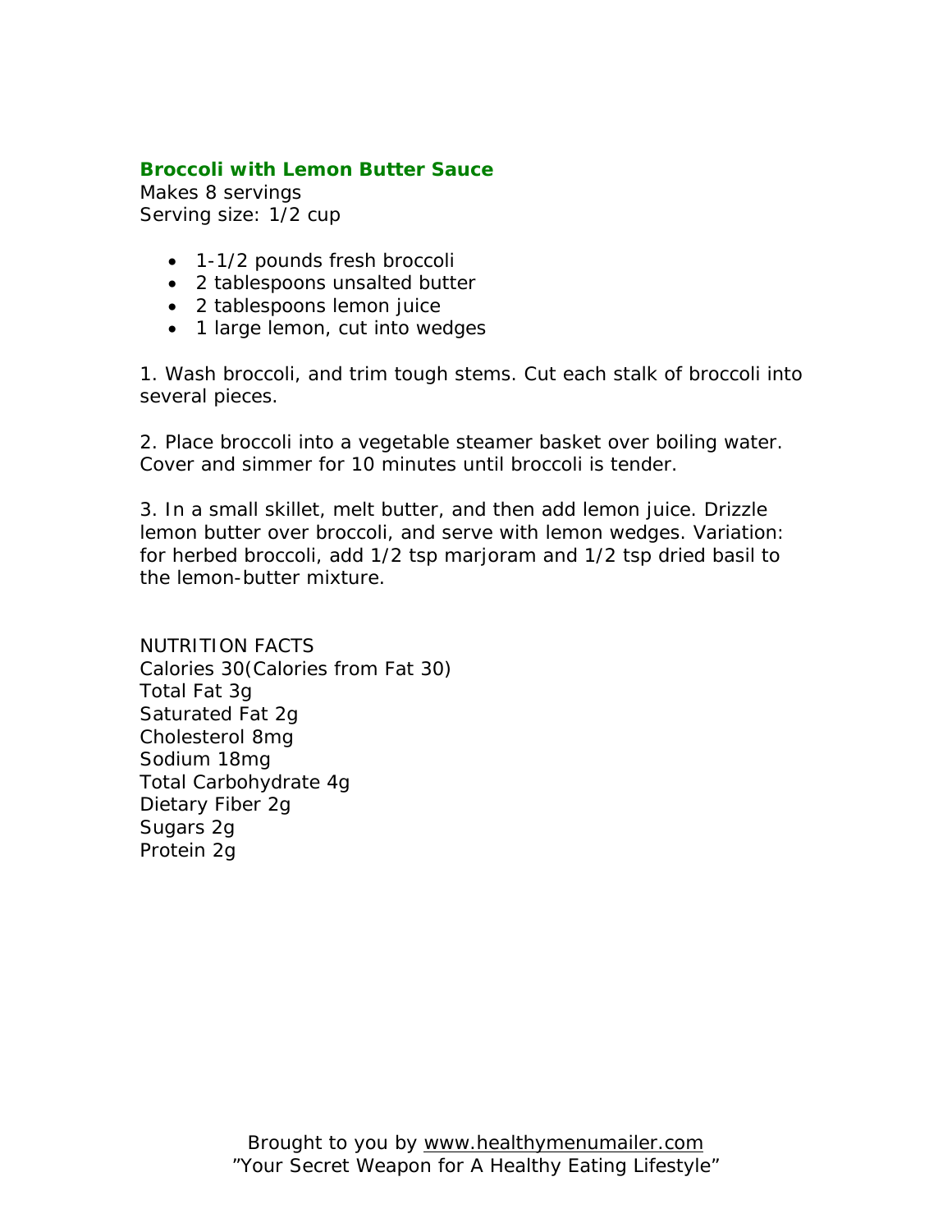## Broccoli with Lemon Butter Sauce

Makes 8 servings
Serving size: 1/2 cup

- 1-1/2 pounds fresh broccoli
- 2 tablespoons unsalted butter
- 2 tablespoons lemon juice
- 1 large lemon, cut into wedges

1. Wash broccoli, and trim tough stems. Cut each stalk of broccoli into several pieces.

2. Place broccoli into a vegetable steamer basket over boiling water. Cover and simmer for 10 minutes until broccoli is tender.

3. In a small skillet, melt butter, and then add lemon juice. Drizzle lemon butter over broccoli, and serve with lemon wedges. Variation: for herbed broccoli, add 1/2 tsp marjoram and 1/2 tsp dried basil to the lemon-butter mixture.

NUTRITION FACTS
Calories 30(Calories from Fat 30)
Total Fat 3g
Saturated Fat 2g
Cholesterol 8mg
Sodium 18mg
Total Carbohydrate 4g
Dietary Fiber 2g
Sugars 2g
Protein 2g

Brought to you by www.healthymenumailer.com
"Your Secret Weapon for A Healthy Eating Lifestyle"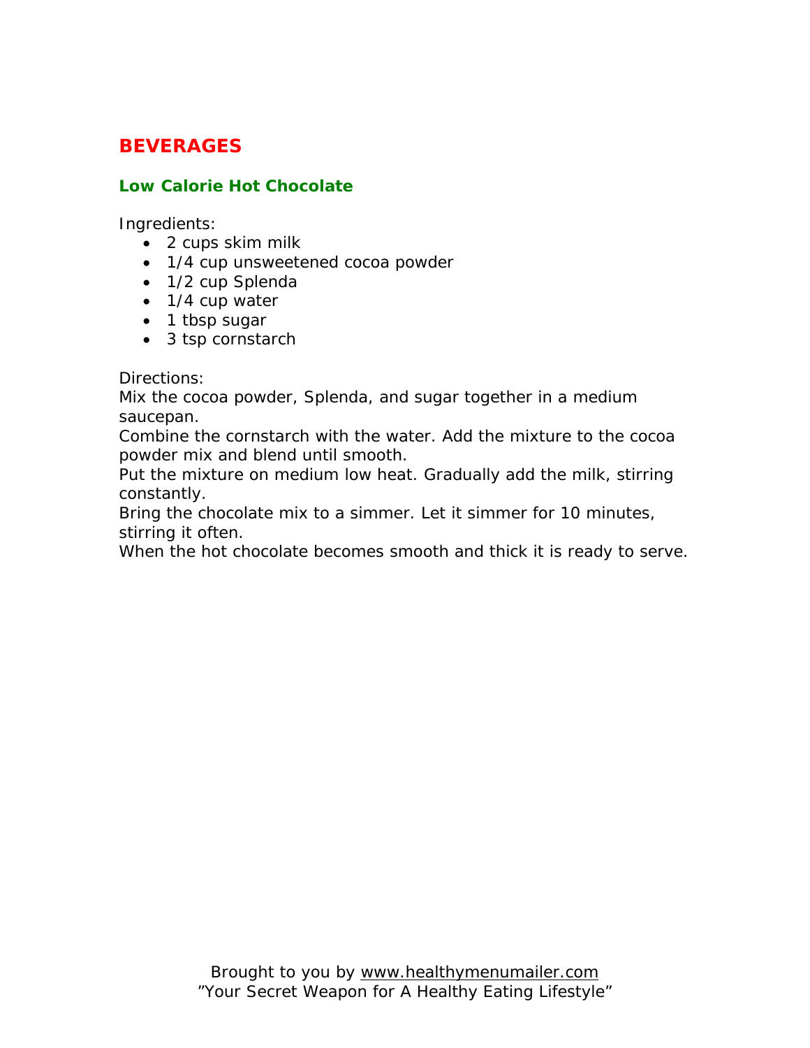# BEVERAGES

## Low Calorie Hot Chocolate

Ingredients:

- 2 cups skim milk
- 1/4 cup unsweetened cocoa powder
- 1/2 cup Splenda
- 1/4 cup water
- 1 tbsp sugar
- 3 tsp cornstarch

Directions:

Mix the cocoa powder, Splenda, and sugar together in a medium saucepan.

Combine the cornstarch with the water. Add the mixture to the cocoa powder mix and blend until smooth.

Put the mixture on medium low heat. Gradually add the milk, stirring constantly.

Bring the chocolate mix to a simmer. Let it simmer for 10 minutes, stirring it often.

When the hot chocolate becomes smooth and thick it is ready to serve.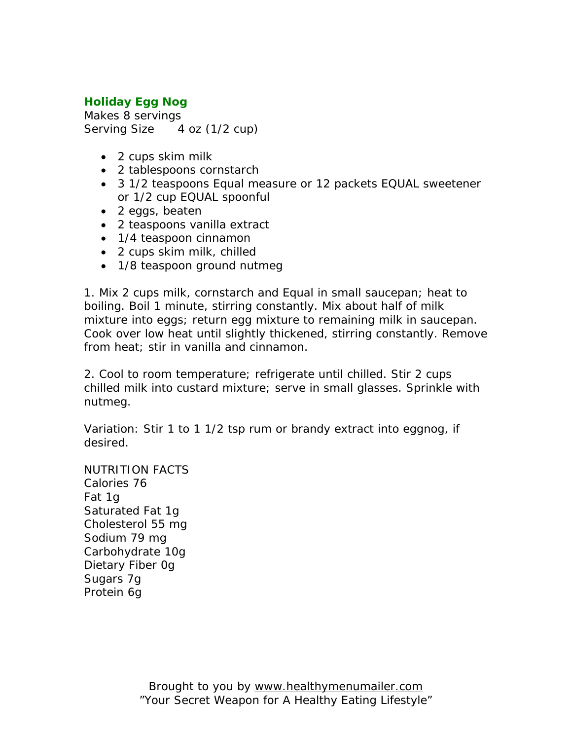## Holiday Egg Nog

Makes 8 servings
Serving Size 4 oz (1/2 cup)

- 2 cups skim milk
- 2 tablespoons cornstarch
- 3 1/2 teaspoons Equal measure or 12 packets EQUAL sweetener or 1/2 cup EQUAL spoonful
- 2 eggs, beaten
- 2 teaspoons vanilla extract
- 1/4 teaspoon cinnamon
- 2 cups skim milk, chilled
- 1/8 teaspoon ground nutmeg

1. Mix 2 cups milk, cornstarch and Equal in small saucepan; heat to boiling. Boil 1 minute, stirring constantly. Mix about half of milk mixture into eggs; return egg mixture to remaining milk in saucepan. Cook over low heat until slightly thickened, stirring constantly. Remove from heat; stir in vanilla and cinnamon.

2. Cool to room temperature; refrigerate until chilled. Stir 2 cups chilled milk into custard mixture; serve in small glasses. Sprinkle with nutmeg.

Variation: Stir 1 to 1 1/2 tsp rum or brandy extract into eggnog, if desired.

NUTRITION FACTS
Calories 76
Fat 1g
Saturated Fat 1g
Cholesterol 55 mg
Sodium 79 mg
Carbohydrate 10g
Dietary Fiber 0g
Sugars 7g
Protein 6g

Brought to you by www.healthymenumailer.com
"Your Secret Weapon for A Healthy Eating Lifestyle"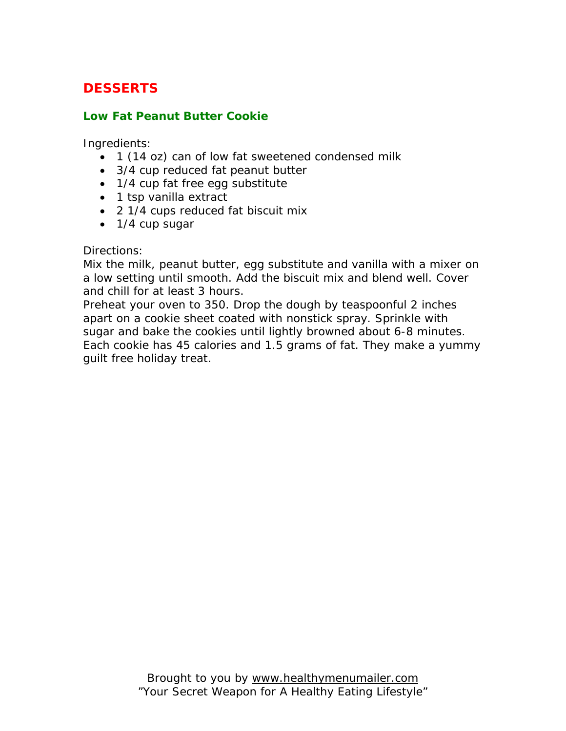## DESSERTS

### Low Fat Peanut Butter Cookie

Ingredients:

- 1 (14 oz) can of low fat sweetened condensed milk
- 3/4 cup reduced fat peanut butter
- 1/4 cup fat free egg substitute
- 1 tsp vanilla extract
- 2 1/4 cups reduced fat biscuit mix
- 1/4 cup sugar

Directions:

Mix the milk, peanut butter, egg substitute and vanilla with a mixer on a low setting until smooth. Add the biscuit mix and blend well. Cover and chill for at least 3 hours.

Preheat your oven to 350. Drop the dough by teaspoonful 2 inches apart on a cookie sheet coated with nonstick spray. Sprinkle with sugar and bake the cookies until lightly browned about 6-8 minutes. Each cookie has 45 calories and 1.5 grams of fat. They make a yummy guilt free holiday treat.

Brought to you by www.healthymenumailer.com
"Your Secret Weapon for A Healthy Eating Lifestyle"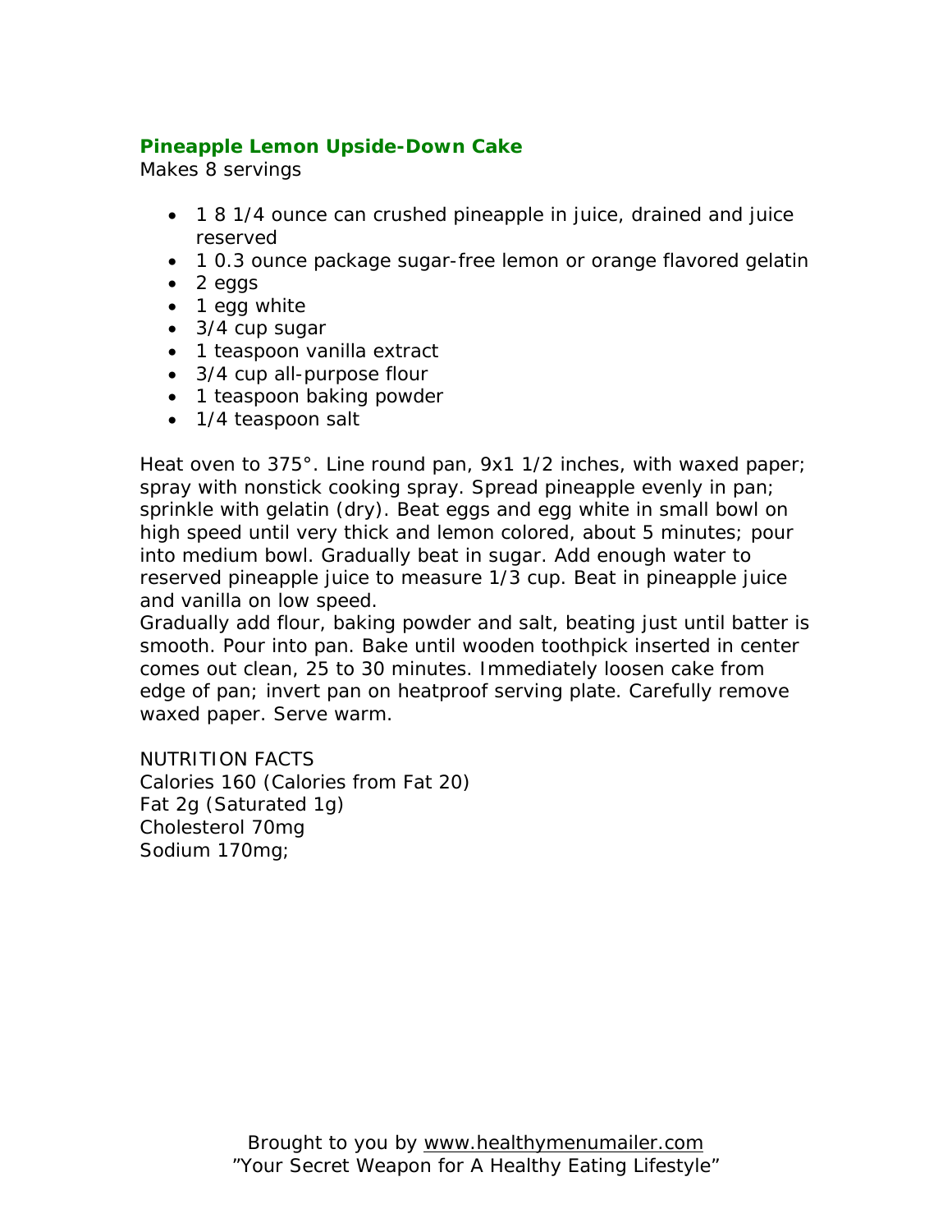### Pineapple Lemon Upside-Down Cake

Makes 8 servings

- 1 8 1/4 ounce can crushed pineapple in juice, drained and juice reserved
- 1 0.3 ounce package sugar-free lemon or orange flavored gelatin
- 2 eggs
- 1 egg white
- 3/4 cup sugar
- 1 teaspoon vanilla extract
- 3/4 cup all-purpose flour
- 1 teaspoon baking powder
- 1/4 teaspoon salt

Heat oven to 375°. Line round pan, 9x1 1/2 inches, with waxed paper; spray with nonstick cooking spray. Spread pineapple evenly in pan; sprinkle with gelatin (dry). Beat eggs and egg white in small bowl on high speed until very thick and lemon colored, about 5 minutes; pour into medium bowl. Gradually beat in sugar. Add enough water to reserved pineapple juice to measure 1/3 cup. Beat in pineapple juice and vanilla on low speed.
Gradually add flour, baking powder and salt, beating just until batter is smooth. Pour into pan. Bake until wooden toothpick inserted in center comes out clean, 25 to 30 minutes. Immediately loosen cake from edge of pan; invert pan on heatproof serving plate. Carefully remove waxed paper. Serve warm.

NUTRITION FACTS
Calories 160 (Calories from Fat 20)
Fat 2g (Saturated 1g)
Cholesterol 70mg
Sodium 170mg;

Brought to you by www.healthymenumailer.com
"Your Secret Weapon for A Healthy Eating Lifestyle"